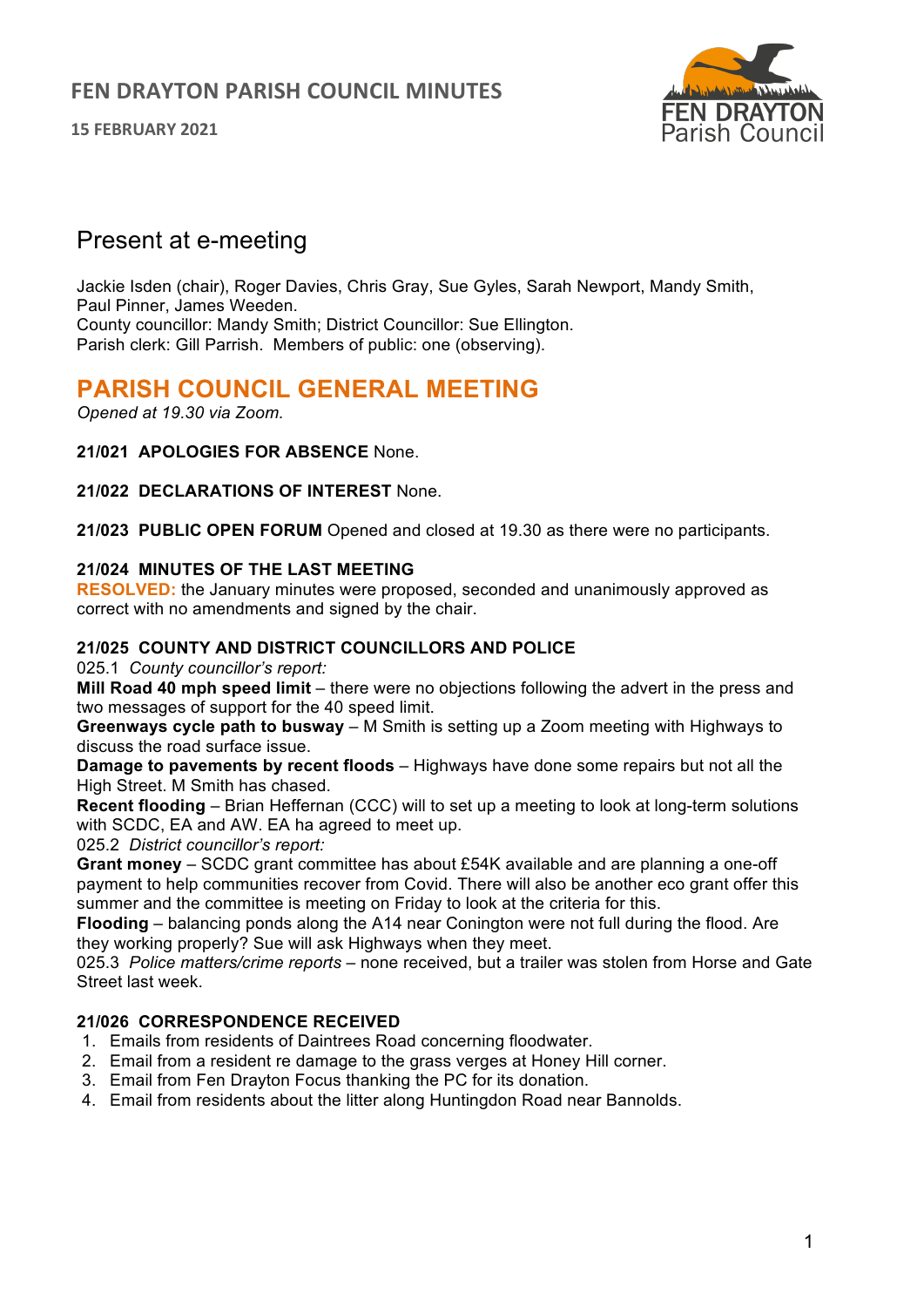# FEN DRAYTON PARISH COUNCIL MINUTES

**15 FEBRUARY 2021**

## Present at e-meeting

Jackie Isden (chair), Roger Davies, Chris Gray, Sue Gyles, Sarah Newport, Mandy Smith, Paul Pinner, James Weeden.
County councillor: Mandy Smith; District Councillor: Sue Ellington.
Parish clerk: Gill Parrish. Members of public: one (observing).

## PARISH COUNCIL GENERAL MEETING

*Opened at 19.30 via Zoom.*

**21/021 APOLOGIES FOR ABSENCE** None.

**21/022 DECLARATIONS OF INTEREST** None.

**21/023 PUBLIC OPEN FORUM** Opened and closed at 19.30 as there were no participants.

**21/024 MINUTES OF THE LAST MEETING**
**RESOLVED:** the January minutes were proposed, seconded and unanimously approved as correct with no amendments and signed by the chair.

**21/025 COUNTY AND DISTRICT COUNCILLORS AND POLICE**
025.1 *County councillor's report:*
**Mill Road 40 mph speed limit** – there were no objections following the advert in the press and two messages of support for the 40 speed limit.
**Greenways cycle path to busway** – M Smith is setting up a Zoom meeting with Highways to discuss the road surface issue.
**Damage to pavements by recent floods** – Highways have done some repairs but not all the High Street. M Smith has chased.
**Recent flooding** – Brian Heffernan (CCC) will to set up a meeting to look at long-term solutions with SCDC, EA and AW. EA ha agreed to meet up.
025.2 *District councillor's report:*
**Grant money** – SCDC grant committee has about £54K available and are planning a one-off payment to help communities recover from Covid. There will also be another eco grant offer this summer and the committee is meeting on Friday to look at the criteria for this.
**Flooding** – balancing ponds along the A14 near Conington were not full during the flood. Are they working properly? Sue will ask Highways when they meet.
025.3 *Police matters/crime reports* – none received, but a trailer was stolen from Horse and Gate Street last week.

**21/026 CORRESPONDENCE RECEIVED**
1. Emails from residents of Daintrees Road concerning floodwater.
2. Email from a resident re damage to the grass verges at Honey Hill corner.
3. Email from Fen Drayton Focus thanking the PC for its donation.
4. Email from residents about the litter along Huntingdon Road near Bannolds.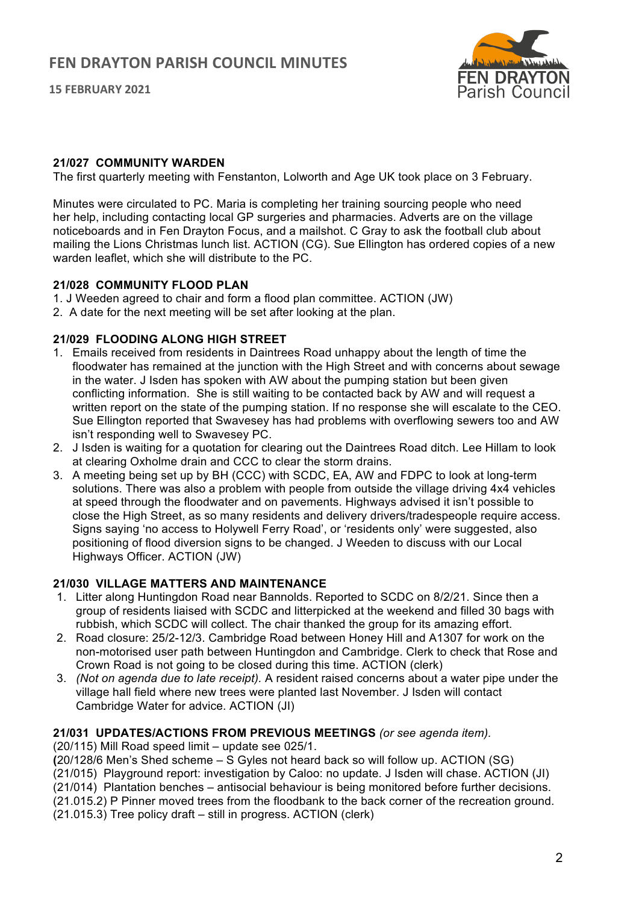### 21/027 COMMUNITY WARDEN

The first quarterly meeting with Fenstanton, Lolworth and Age UK took place on 3 February.

Minutes were circulated to PC. Maria is completing her training sourcing people who need her help, including contacting local GP surgeries and pharmacies. Adverts are on the village noticeboards and in Fen Drayton Focus, and a mailshot. C Gray to ask the football club about mailing the Lions Christmas lunch list. ACTION (CG). Sue Ellington has ordered copies of a new warden leaflet, which she will distribute to the PC.

### 21/028 COMMUNITY FLOOD PLAN

1. J Weeden agreed to chair and form a flood plan committee. ACTION (JW)
2. A date for the next meeting will be set after looking at the plan.

### 21/029 FLOODING ALONG HIGH STREET

1. Emails received from residents in Daintrees Road unhappy about the length of time the floodwater has remained at the junction with the High Street and with concerns about sewage in the water. J Isden has spoken with AW about the pumping station but been given conflicting information. She is still waiting to be contacted back by AW and will request a written report on the state of the pumping station. If no response she will escalate to the CEO. Sue Ellington reported that Swavesey has had problems with overflowing sewers too and AW isn't responding well to Swavesey PC.
2. J Isden is waiting for a quotation for clearing out the Daintrees Road ditch. Lee Hillam to look at clearing Oxholme drain and CCC to clear the storm drains.
3. A meeting being set up by BH (CCC) with SCDC, EA, AW and FDPC to look at long-term solutions. There was also a problem with people from outside the village driving 4x4 vehicles at speed through the floodwater and on pavements. Highways advised it isn't possible to close the High Street, as so many residents and delivery drivers/tradespeople require access. Signs saying 'no access to Holywell Ferry Road', or 'residents only' were suggested, also positioning of flood diversion signs to be changed. J Weeden to discuss with our Local Highways Officer. ACTION (JW)

### 21/030 VILLAGE MATTERS AND MAINTENANCE

1. Litter along Huntingdon Road near Bannolds. Reported to SCDC on 8/2/21. Since then a group of residents liaised with SCDC and litterpicked at the weekend and filled 30 bags with rubbish, which SCDC will collect. The chair thanked the group for its amazing effort.
2. Road closure: 25/2-12/3. Cambridge Road between Honey Hill and A1307 for work on the non-motorised user path between Huntingdon and Cambridge. Clerk to check that Rose and Crown Road is not going to be closed during this time. ACTION (clerk)
3. *(Not on agenda due to late receipt).* A resident raised concerns about a water pipe under the village hall field where new trees were planted last November. J Isden will contact Cambridge Water for advice. ACTION (JI)

### 21/031 UPDATES/ACTIONS FROM PREVIOUS MEETINGS *(or see agenda item).*

(20/115) Mill Road speed limit – update see 025/1.
(20/128/6 Men's Shed scheme – S Gyles not heard back so will follow up. ACTION (SG)
(21/015) Playground report: investigation by Caloo: no update. J Isden will chase. ACTION (JI)
(21/014) Plantation benches – antisocial behaviour is being monitored before further decisions.
(21.015.2) P Pinner moved trees from the floodbank to the back corner of the recreation ground.
(21.015.3) Tree policy draft – still in progress. ACTION (clerk)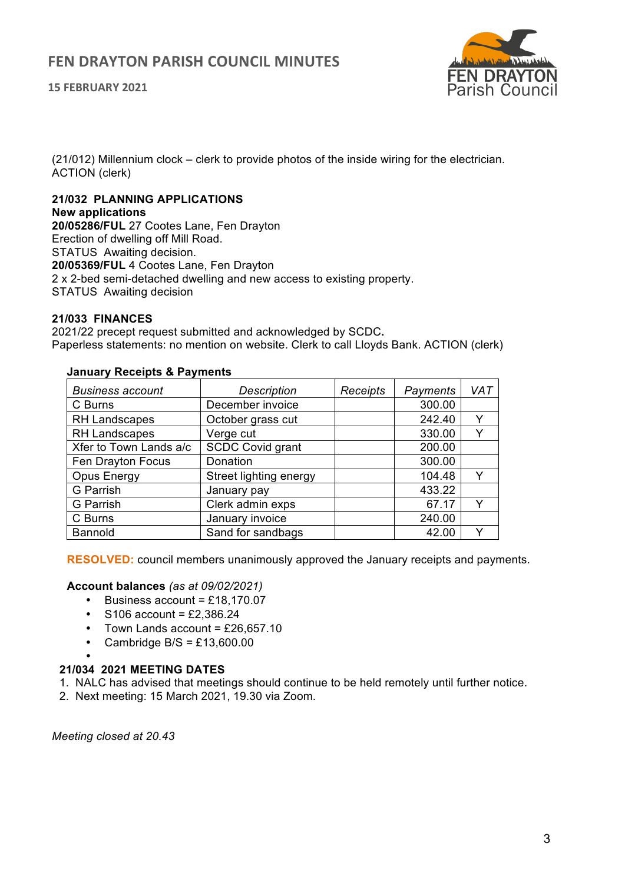(21/012) Millennium clock – clerk to provide photos of the inside wiring for the electrician. ACTION (clerk)

**21/032 PLANNING APPLICATIONS**
**New applications**
**20/05286/FUL** 27 Cootes Lane, Fen Drayton
Erection of dwelling off Mill Road.
STATUS Awaiting decision.
**20/05369/FUL** 4 Cootes Lane, Fen Drayton
2 x 2-bed semi-detached dwelling and new access to existing property.
STATUS Awaiting decision

**21/033 FINANCES**
2021/22 precept request submitted and acknowledged by SCDC**.**
Paperless statements: no mention on website. Clerk to call Lloyds Bank. ACTION (clerk)

**January Receipts & Payments**

| *Business account* | *Description* | *Receipts* | *Payments* | *VAT* |
|---|---|---|---|---|
| C Burns | December invoice | | 300.00 | |
| RH Landscapes | October grass cut | | 242.40 | Y |
| RH Landscapes | Verge cut | | 330.00 | Y |
| Xfer to Town Lands a/c | SCDC Covid grant | | 200.00 | |
| Fen Drayton Focus | Donation | | 300.00 | |
| Opus Energy | Street lighting energy | | 104.48 | Y |
| G Parrish | January pay | | 433.22 | |
| G Parrish | Clerk admin exps | | 67.17 | Y |
| C Burns | January invoice | | 240.00 | |
| Bannold | Sand for sandbags | | 42.00 | Y |

**RESOLVED:** council members unanimously approved the January receipts and payments.

**Account balances** *(as at 09/02/2021)*

- Business account = £18,170.07
- S106 account = £2,386.24
- Town Lands account = £26,657.10
- Cambridge B/S = £13,600.00

**21/034 2021 MEETING DATES**

1. NALC has advised that meetings should continue to be held remotely until further notice.
2. Next meeting: 15 March 2021, 19.30 via Zoom.

*Meeting closed at 20.43*